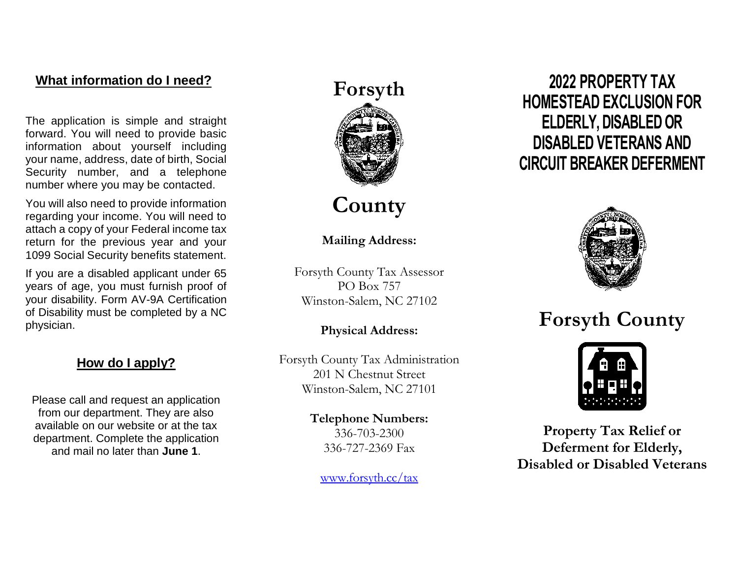## What information do I need?

The application is simple and straight forward. You will need to provide basic information about yourself including your name, address, date of birth, Social Security number, and a telephone number where you may be contacted.

You will also need to provide information regarding your income. You will need to attach a copy of your Federal income tax return for the previous year and your 1099 Social Security benefits statement.

If you are a disabled applicant under 65 years of age, you must furnish proof of your disability. Form AV-9A Certification of Disability must be completed by a NC physician.

## How do I apply?

Please call and request an application from our department. They are also available on our website or at the tax department. Complete the application and mail no later than **June 1**.

# Forsyth County

**Mailing Address:**

Forsyth County Tax Assessor
PO Box 757
Winston-Salem, NC 27102

**Physical Address:**

Forsyth County Tax Administration
201 N Chestnut Street
Winston-Salem, NC 27101

**Telephone Numbers:**
336-703-2300
336-727-2369 Fax

www.forsyth.cc/tax

# 2022 PROPERTY TAX HOMESTEAD EXCLUSION FOR ELDERLY, DISABLED OR DISABLED VETERANS AND CIRCUIT BREAKER DEFERMENT

# Forsyth County

**Property Tax Relief or Deferment for Elderly, Disabled or Disabled Veterans**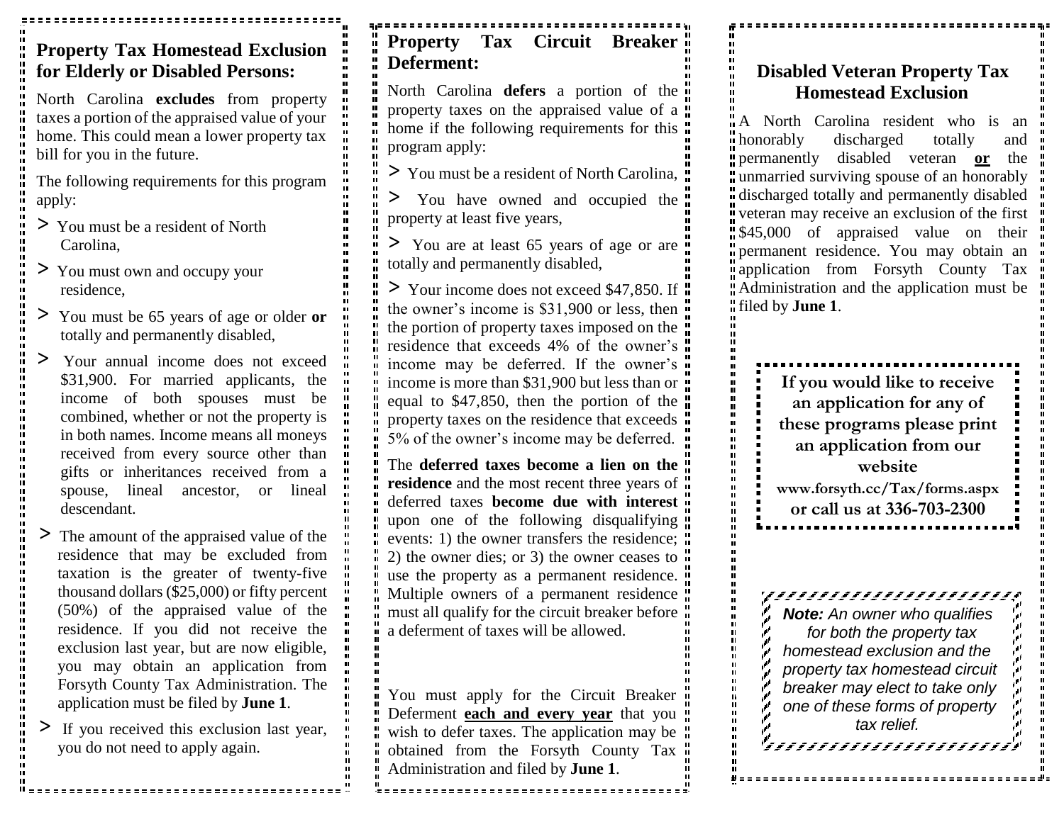## Property Tax Homestead Exclusion for Elderly or Disabled Persons:

North Carolina **excludes** from property taxes a portion of the appraised value of your home. This could mean a lower property tax bill for you in the future.

The following requirements for this program apply:

- > You must be a resident of North Carolina,
- > You must own and occupy your residence,
- > You must be 65 years of age or older **or** totally and permanently disabled,
- > Your annual income does not exceed $31,900. For married applicants, the income of both spouses must be combined, whether or not the property is in both names. Income means all moneys received from every source other than gifts or inheritances received from a spouse, lineal ancestor, or lineal descendant.
- > The amount of the appraised value of the residence that may be excluded from taxation is the greater of twenty-five thousand dollars ($25,000) or fifty percent (50%) of the appraised value of the residence. If you did not receive the exclusion last year, but are now eligible, you may obtain an application from Forsyth County Tax Administration. The application must be filed by **June 1**.
- > If you received this exclusion last year, you do not need to apply again.

## Property Tax Circuit Breaker Deferment:

North Carolina **defers** a portion of the property taxes on the appraised value of a home if the following requirements for this program apply:

> You must be a resident of North Carolina,

> You have owned and occupied the property at least five years,

> You are at least 65 years of age or are totally and permanently disabled,

> Your income does not exceed $47,850. If the owner's income is $31,900 or less, then the portion of property taxes imposed on the residence that exceeds 4% of the owner's income may be deferred. If the owner's income is more than $31,900 but less than or equal to $47,850, then the portion of the property taxes on the residence that exceeds 5% of the owner's income may be deferred.

The **deferred taxes become a lien on the residence** and the most recent three years of deferred taxes **become due with interest** upon one of the following disqualifying events: 1) the owner transfers the residence; 2) the owner dies; or 3) the owner ceases to use the property as a permanent residence. Multiple owners of a permanent residence must all qualify for the circuit breaker before a deferment of taxes will be allowed.

You must apply for the Circuit Breaker Deferment **each and every year** that you wish to defer taxes. The application may be obtained from the Forsyth County Tax Administration and filed by **June 1**.

## Disabled Veteran Property Tax Homestead Exclusion

A North Carolina resident who is an honorably discharged totally and permanently disabled veteran **or** the unmarried surviving spouse of an honorably discharged totally and permanently disabled veteran may receive an exclusion of the first $45,000 of appraised value on their permanent residence. You may obtain an application from Forsyth County Tax Administration and the application must be filed by **June 1**.

**If you would like to receive an application for any of these programs please print an application from our website www.forsyth.cc/Tax/forms.aspx or call us at 336-703-2300**

***Note:** An owner who qualifies for both the property tax homestead exclusion and the property tax homestead circuit breaker may elect to take only one of these forms of property tax relief.*